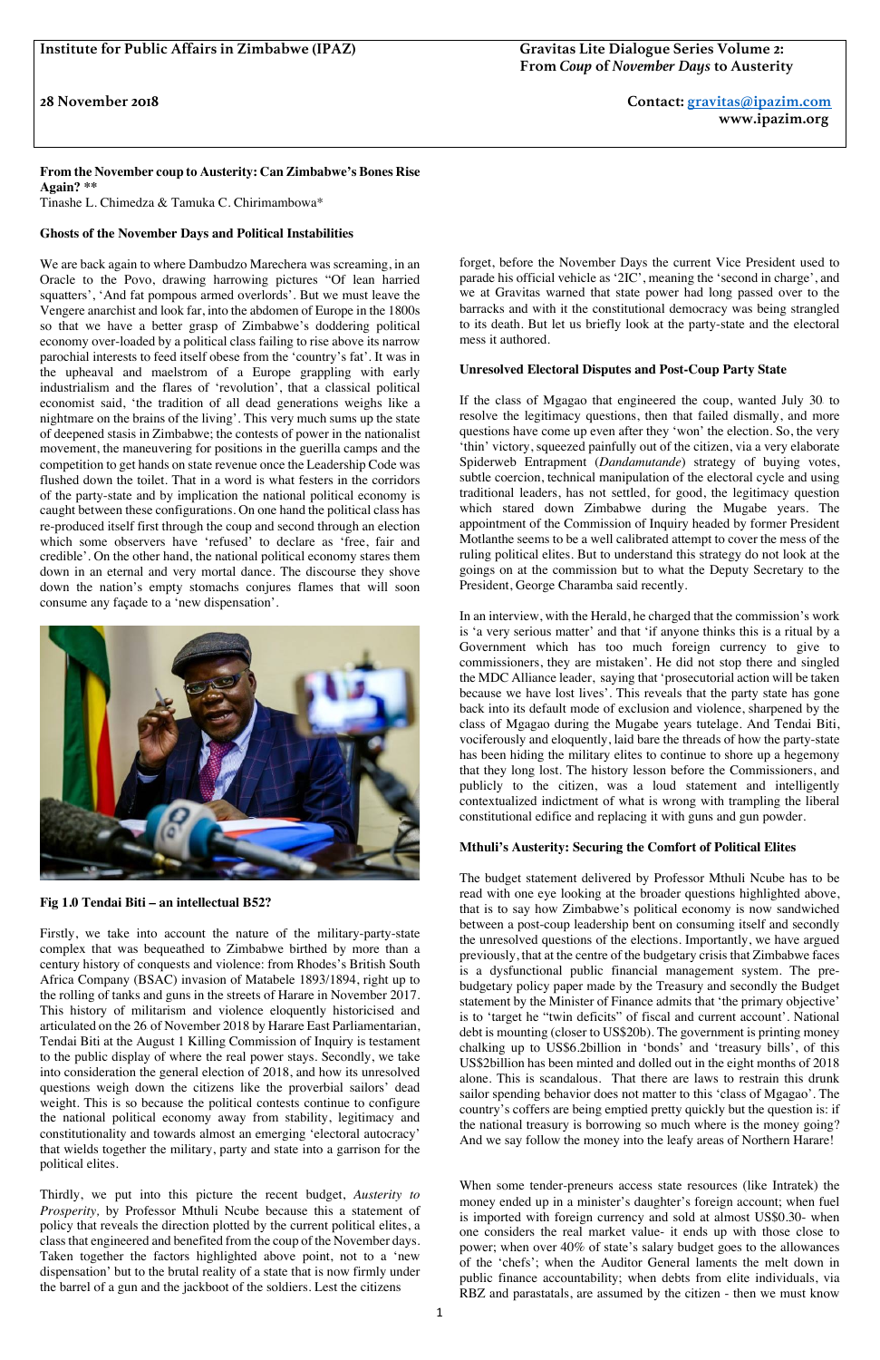**Institute for Public Affairs in Zimbabwe (IPAZ)**

**Gravitas Lite Dialogue Series Volume 2: From *Coup* of *November Days* to Austerity**

**28 November 2018**

**Contact: gravitas@ipazim.com**
**www.ipazim.org**

## From the November coup to Austerity: Can Zimbabwe's Bones Rise Again? **

Tinashe L. Chimedza & Tamuka C. Chirimambowa*

### Ghosts of the November Days and Political Instabilities

We are back again to where Dambudzo Marechera was screaming, in an Oracle to the Povo, drawing harrowing pictures "Of lean harried squatters', 'And fat pompous armed overlords'. But we must leave the Vengere anarchist and look far, into the abdomen of Europe in the 1800s so that we have a better grasp of Zimbabwe's doddering political economy over-loaded by a political class failing to rise above its narrow parochial interests to feed itself obese from the 'country's fat'. It was in the upheaval and maelstrom of a Europe grappling with early industrialism and the flares of 'revolution', that a classical political economist said, 'the tradition of all dead generations weighs like a nightmare on the brains of the living'. This very much sums up the state of deepened stasis in Zimbabwe; the contests of power in the nationalist movement, the maneuvering for positions in the guerilla camps and the competition to get hands on state revenue once the Leadership Code was flushed down the toilet. That in a word is what festers in the corridors of the party-state and by implication the national political economy is caught between these configurations. On one hand the political class has re-produced itself first through the coup and second through an election which some observers have 'refused' to declare as 'free, fair and credible'. On the other hand, the national political economy stares them down in an eternal and very mortal dance. The discourse they shove down the nation's empty stomachs conjures flames that will soon consume any façade to a 'new dispensation'.

**Fig 1.0 Tendai Biti – an intellectual B52?**

Firstly, we take into account the nature of the military-party-state complex that was bequeathed to Zimbabwe birthed by more than a century history of conquests and violence: from Rhodes's British South Africa Company (BSAC) invasion of Matabele 1893/1894, right up to the rolling of tanks and guns in the streets of Harare in November 2017. This history of militarism and violence eloquently historicised and articulated on the 26 of November 2018 by Harare East Parliamentarian, Tendai Biti at the August 1 Killing Commission of Inquiry is testament to the public display of where the real power stays. Secondly, we take into consideration the general election of 2018, and how its unresolved questions weigh down the citizens like the proverbial sailors' dead weight. This is so because the political contests continue to configure the national political economy away from stability, legitimacy and constitutionality and towards almost an emerging 'electoral autocracy' that wields together the military, party and state into a garrison for the political elites.

Thirdly, we put into this picture the recent budget, *Austerity to Prosperity,* by Professor Mthuli Ncube because this a statement of policy that reveals the direction plotted by the current political elites, a class that engineered and benefited from the coup of the November days. Taken together the factors highlighted above point, not to a 'new dispensation' but to the brutal reality of a state that is now firmly under the barrel of a gun and the jackboot of the soldiers. Lest the citizens forget, before the November Days the current Vice President used to parade his official vehicle as '2IC', meaning the 'second in charge', and we at Gravitas warned that state power had long passed over to the barracks and with it the constitutional democracy was being strangled to its death. But let us briefly look at the party-state and the electoral mess it authored.

### Unresolved Electoral Disputes and Post-Coup Party State

If the class of Mgagao that engineered the coup, wanted July 30 to resolve the legitimacy questions, then that failed dismally, and more questions have come up even after they 'won' the election. So, the very 'thin' victory, squeezed painfully out of the citizen, via a very elaborate Spiderweb Entrapment (*Dandamutande*) strategy of buying votes, subtle coercion, technical manipulation of the electoral cycle and using traditional leaders, has not settled, for good, the legitimacy question which stared down Zimbabwe during the Mugabe years. The appointment of the Commission of Inquiry headed by former President Motlanthe seems to be a well calibrated attempt to cover the mess of the ruling political elites. But to understand this strategy do not look at the goings on at the commission but to what the Deputy Secretary to the President, George Charamba said recently.

In an interview, with the Herald, he charged that the commission's work is 'a very serious matter' and that 'if anyone thinks this is a ritual by a Government which has too much foreign currency to give to commissioners, they are mistaken'. He did not stop there and singled the MDC Alliance leader, saying that 'prosecutorial action will be taken because we have lost lives'. This reveals that the party state has gone back into its default mode of exclusion and violence, sharpened by the class of Mgagao during the Mugabe years tutelage. And Tendai Biti, vociferously and eloquently, laid bare the threads of how the party-state has been hiding the military elites to continue to shore up a hegemony that they long lost. The history lesson before the Commissioners, and publicly to the citizen, was a loud statement and intelligently contextualized indictment of what is wrong with trampling the liberal constitutional edifice and replacing it with guns and gun powder.

### Mthuli's Austerity: Securing the Comfort of Political Elites

The budget statement delivered by Professor Mthuli Ncube has to be read with one eye looking at the broader questions highlighted above, that is to say how Zimbabwe's political economy is now sandwiched between a post-coup leadership bent on consuming itself and secondly the unresolved questions of the elections. Importantly, we have argued previously, that at the centre of the budgetary crisis that Zimbabwe faces is a dysfunctional public financial management system. The pre-budgetary policy paper made by the Treasury and secondly the Budget statement by the Minister of Finance admits that 'the primary objective' is to 'target he "twin deficits" of fiscal and current account'. National debt is mounting (closer to US$20b). The government is printing money chalking up to US$6.2billion in 'bonds' and 'treasury bills', of this US$2billion has been minted and dolled out in the eight months of 2018 alone. This is scandalous. That there are laws to restrain this drunk sailor spending behavior does not matter to this 'class of Mgagao'. The country's coffers are being emptied pretty quickly but the question is: if the national treasury is borrowing so much where is the money going? And we say follow the money into the leafy areas of Northern Harare!

When some tender-preneurs access state resources (like Intratek) the money ended up in a minister's daughter's foreign account; when fuel is imported with foreign currency and sold at almost US$0.30- when one considers the real market value- it ends up with those close to power; when over 40% of state's salary budget goes to the allowances of the 'chefs'; when the Auditor General laments the melt down in public finance accountability; when debts from elite individuals, via RBZ and parastatals, are assumed by the citizen - then we must know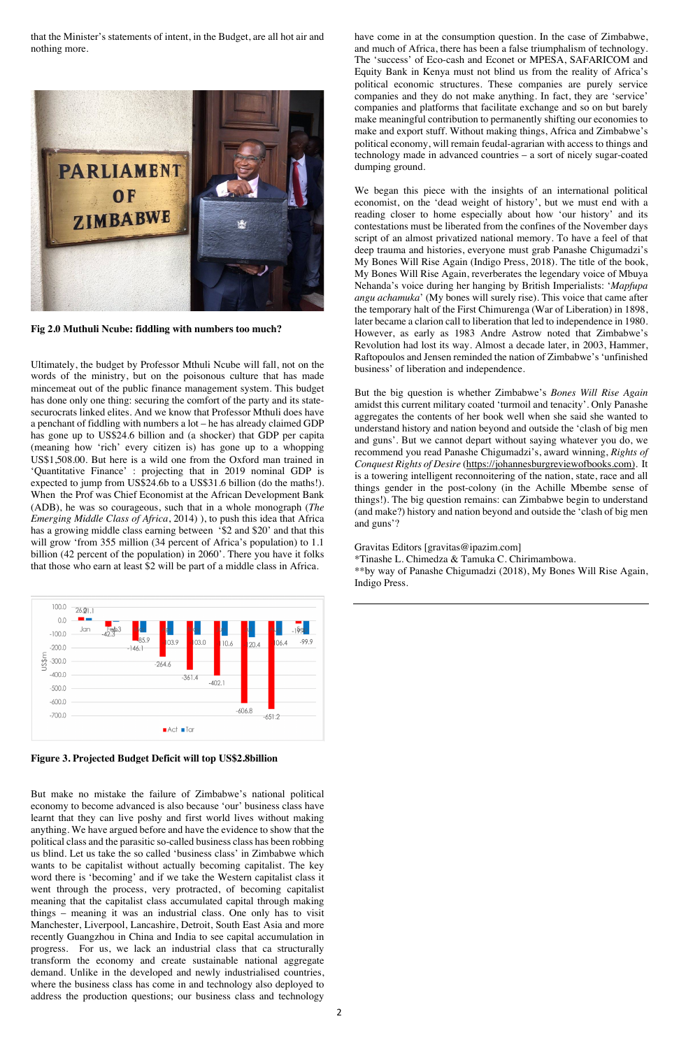that the Minister's statements of intent, in the Budget, are all hot air and nothing more.

**Fig 2.0 Muthuli Ncube: fiddling with numbers too much?**

Ultimately, the budget by Professor Mthuli Ncube will fall, not on the words of the ministry, but on the poisonous culture that has made mincemeat out of the public finance management system. This budget has done only one thing: securing the comfort of the party and its state-securocrats linked elites. And we know that Professor Mthuli does have a penchant of fiddling with numbers a lot – he has already claimed GDP has gone up to US$24.6 billion and (a shocker) that GDP per capita (meaning how 'rich' every citizen is) has gone up to a whopping US$1,508.00. But here is a wild one from the Oxford man trained in 'Quantitative Finance' : projecting that in 2019 nominal GDP is expected to jump from US$24.6b to a US$31.6 billion (do the maths!). When the Prof was Chief Economist at the African Development Bank (ADB), he was so courageous, such that in a whole monograph (*The Emerging Middle Class of Africa*, 2014) ), to push this idea that Africa has a growing middle class earning between '$2 and $20' and that this will grow 'from 355 million (34 percent of Africa's population) to 1.1 billion (42 percent of the population) in 2060'. There you have it folks that those who earn at least $2 will be part of a middle class in Africa.

100.0
0.0
-100.0
-200.0
-300.0
-400.0
-500.0
-600.0
-700.0
US$m
26.0 21.1
Jan
-42.3
-46.3
-85.9
-146.1
-103.9
-264.6
-103.0
-361.4
-110.6
-402.1
-120.4
-606.8
-106.4
-651.2
-19.5
-99.9
■Act ■Tar

**Figure 3. Projected Budget Deficit will top US$2.8billion**

But make no mistake the failure of Zimbabwe's national political economy to become advanced is also because 'our' business class have learnt that they can live poshy and first world lives without making anything. We have argued before and have the evidence to show that the political class and the parasitic so-called business class has been robbing us blind. Let us take the so called 'business class' in Zimbabwe which wants to be capitalist without actually becoming capitalist. The key word there is 'becoming' and if we take the Western capitalist class it went through the process, very protracted, of becoming capitalist meaning that the capitalist class accumulated capital through making things – meaning it was an industrial class. One only has to visit Manchester, Liverpool, Lancashire, Detroit, South East Asia and more recently Guangzhou in China and India to see capital accumulation in progress. For us, we lack an industrial class that ca structurally transform the economy and create sustainable national aggregate demand. Unlike in the developed and newly industrialised countries, where the business class has come in and technology also deployed to address the production questions; our business class and technology have come in at the consumption question. In the case of Zimbabwe, and much of Africa, there has been a false triumphalism of technology. The 'success' of Eco-cash and Econet or MPESA, SAFARICOM and Equity Bank in Kenya must not blind us from the reality of Africa's political economic structures. These companies are purely service companies and they do not make anything. In fact, they are 'service' companies and platforms that facilitate exchange and so on but barely make meaningful contribution to permanently shifting our economies to make and export stuff. Without making things, Africa and Zimbabwe's political economy, will remain feudal-agrarian with access to things and technology made in advanced countries – a sort of nicely sugar-coated dumping ground.

We began this piece with the insights of an international political economist, on the 'dead weight of history', but we must end with a reading closer to home especially about how 'our history' and its contestations must be liberated from the confines of the November days script of an almost privatized national memory. To have a feel of that deep trauma and histories, everyone must grab Panashe Chigumadzi's My Bones Will Rise Again (Indigo Press, 2018). The title of the book, My Bones Will Rise Again, reverberates the legendary voice of Mbuya Nehanda's voice during her hanging by British Imperialists: '*Mapfupa angu achamuka*' (My bones will surely rise). This voice that came after the temporary halt of the First Chimurenga (War of Liberation) in 1898, later became a clarion call to liberation that led to independence in 1980. However, as early as 1983 Andre Astrow noted that Zimbabwe's Revolution had lost its way. Almost a decade later, in 2003, Hammer, Raftopoulos and Jensen reminded the nation of Zimbabwe's 'unfinished business' of liberation and independence.

But the big question is whether Zimbabwe's *Bones Will Rise Again* amidst this current military coated 'turmoil and tenacity'. Only Panashe aggregates the contents of her book well when she said she wanted to understand history and nation beyond and outside the 'clash of big men and guns'. But we cannot depart without saying whatever you do, we recommend you read Panashe Chigumadzi's, award winning, *Rights of Conquest Rights of Desire* (https://johannesburgreviewofbooks.com). It is a towering intelligent reconnoitering of the nation, state, race and all things gender in the post-colony (in the Achille Mbembe sense of things!). The big question remains: can Zimbabwe begin to understand (and make?) history and nation beyond and outside the 'clash of big men and guns'?

Gravitas Editors [gravitas@ipazim.com]
*Tinashe L. Chimedza & Tamuka C. Chirimambowa.
**by way of Panashe Chigumadzi (2018), My Bones Will Rise Again, Indigo Press.